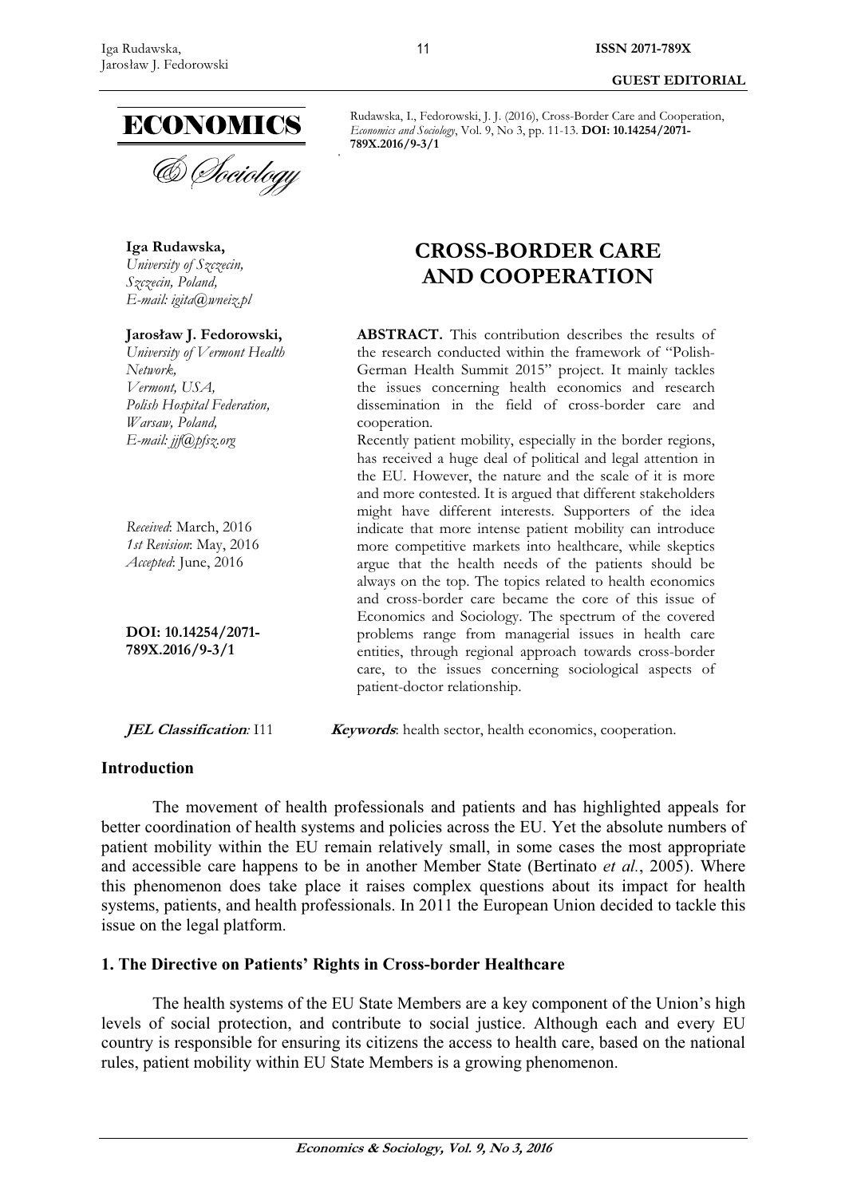GUEST EDITORIAL

Rudawska, I., Fedorowski, J. J. (2016), Cross-Border Care and Cooperation, *Economics and Sociology*, Vol. 9, No 3, pp. 11-13. **DOI: 10.14254/2071-789X.2016/9-3/1**

**Iga Rudawska,**
*University of Szczecin,*
*Szczecin, Poland,*
*E-mail: igita@wneiz.pl*

**Jarosław J. Fedorowski,**
*University of Vermont Health Network,*
*Vermont, USA,*
*Polish Hospital Federation,*
*Warsaw, Poland,*
*E-mail: jjf@pfsz.org*

*Received*: March, 2016
*1st Revision*: May, 2016
*Accepted*: June, 2016

**DOI: 10.14254/2071-789X.2016/9-3/1**

# CROSS-BORDER CARE AND COOPERATION

**ABSTRACT.** This contribution describes the results of the research conducted within the framework of "Polish-German Health Summit 2015" project. It mainly tackles the issues concerning health economics and research dissemination in the field of cross-border care and cooperation.
Recently patient mobility, especially in the border regions, has received a huge deal of political and legal attention in the EU. However, the nature and the scale of it is more and more contested. It is argued that different stakeholders might have different interests. Supporters of the idea indicate that more intense patient mobility can introduce more competitive markets into healthcare, while skeptics argue that the health needs of the patients should be always on the top. The topics related to health economics and cross-border care became the core of this issue of Economics and Sociology. The spectrum of the covered problems range from managerial issues in health care entities, through regional approach towards cross-border care, to the issues concerning sociological aspects of patient-doctor relationship.

***JEL Classification*:** I11

***Keywords*:** health sector, health economics, cooperation.

## Introduction

The movement of health professionals and patients and has highlighted appeals for better coordination of health systems and policies across the EU. Yet the absolute numbers of patient mobility within the EU remain relatively small, in some cases the most appropriate and accessible care happens to be in another Member State (Bertinato *et al.*, 2005). Where this phenomenon does take place it raises complex questions about its impact for health systems, patients, and health professionals. In 2011 the European Union decided to tackle this issue on the legal platform.

## 1. The Directive on Patients' Rights in Cross-border Healthcare

The health systems of the EU State Members are a key component of the Union's high levels of social protection, and contribute to social justice. Although each and every EU country is responsible for ensuring its citizens the access to health care, based on the national rules, patient mobility within EU State Members is a growing phenomenon.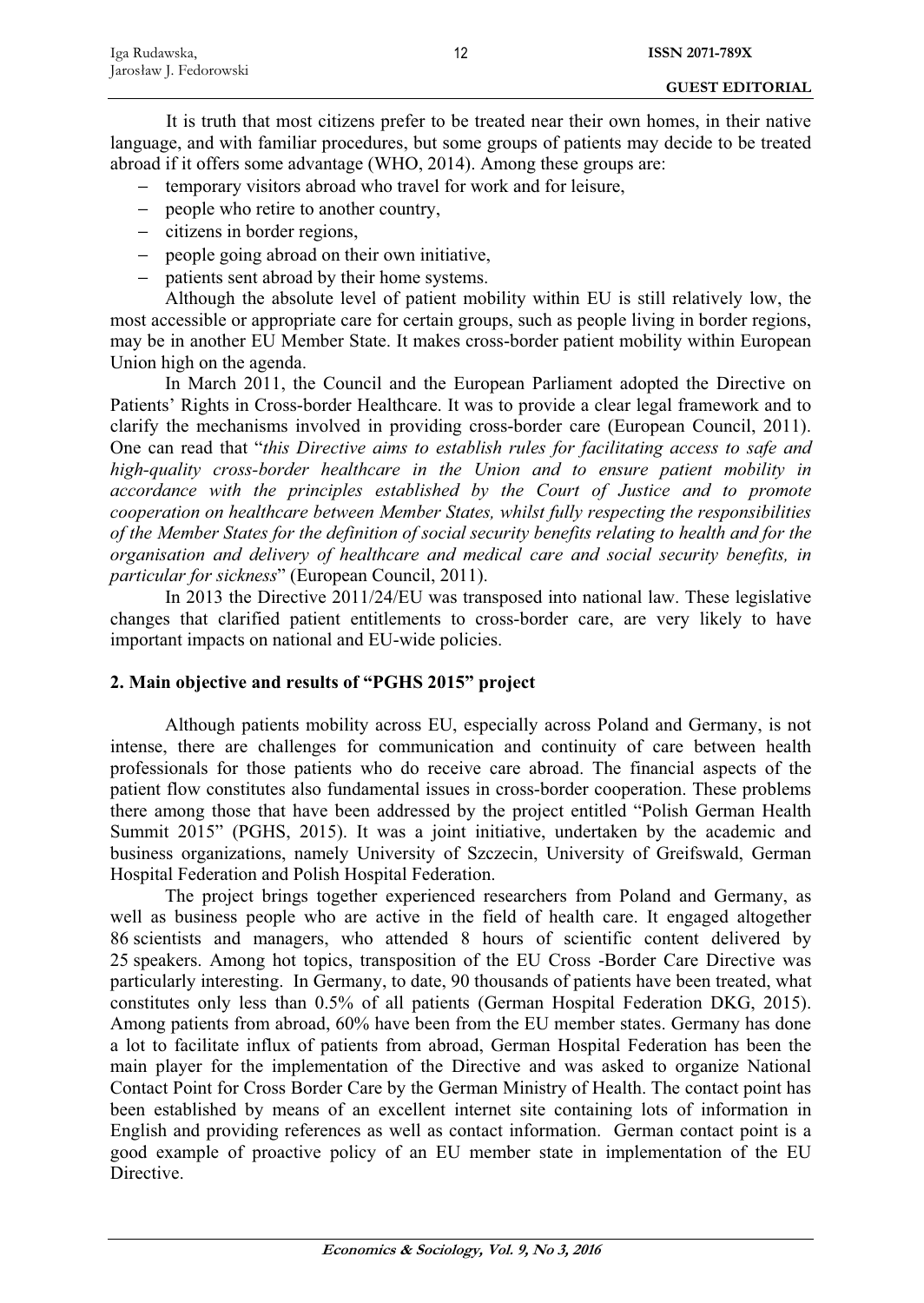It is truth that most citizens prefer to be treated near their own homes, in their native language, and with familiar procedures, but some groups of patients may decide to be treated abroad if it offers some advantage (WHO, 2014). Among these groups are:

- temporary visitors abroad who travel for work and for leisure,
- people who retire to another country,
- citizens in border regions,
- people going abroad on their own initiative,
- patients sent abroad by their home systems.

Although the absolute level of patient mobility within EU is still relatively low, the most accessible or appropriate care for certain groups, such as people living in border regions, may be in another EU Member State. It makes cross-border patient mobility within European Union high on the agenda.

In March 2011, the Council and the European Parliament adopted the Directive on Patients' Rights in Cross-border Healthcare. It was to provide a clear legal framework and to clarify the mechanisms involved in providing cross-border care (European Council, 2011). One can read that "*this Directive aims to establish rules for facilitating access to safe and high-quality cross-border healthcare in the Union and to ensure patient mobility in accordance with the principles established by the Court of Justice and to promote cooperation on healthcare between Member States, whilst fully respecting the responsibilities of the Member States for the definition of social security benefits relating to health and for the organisation and delivery of healthcare and medical care and social security benefits, in particular for sickness*" (European Council, 2011).

In 2013 the Directive 2011/24/EU was transposed into national law. These legislative changes that clarified patient entitlements to cross-border care, are very likely to have important impacts on national and EU-wide policies.

## 2. Main objective and results of "PGHS 2015" project

Although patients mobility across EU, especially across Poland and Germany, is not intense, there are challenges for communication and continuity of care between health professionals for those patients who do receive care abroad. The financial aspects of the patient flow constitutes also fundamental issues in cross-border cooperation. These problems there among those that have been addressed by the project entitled "Polish German Health Summit 2015" (PGHS, 2015). It was a joint initiative, undertaken by the academic and business organizations, namely University of Szczecin, University of Greifswald, German Hospital Federation and Polish Hospital Federation.

The project brings together experienced researchers from Poland and Germany, as well as business people who are active in the field of health care. It engaged altogether 86 scientists and managers, who attended 8 hours of scientific content delivered by 25 speakers. Among hot topics, transposition of the EU Cross -Border Care Directive was particularly interesting. In Germany, to date, 90 thousands of patients have been treated, what constitutes only less than 0.5% of all patients (German Hospital Federation DKG, 2015). Among patients from abroad, 60% have been from the EU member states. Germany has done a lot to facilitate influx of patients from abroad, German Hospital Federation has been the main player for the implementation of the Directive and was asked to organize National Contact Point for Cross Border Care by the German Ministry of Health. The contact point has been established by means of an excellent internet site containing lots of information in English and providing references as well as contact information. German contact point is a good example of proactive policy of an EU member state in implementation of the EU Directive.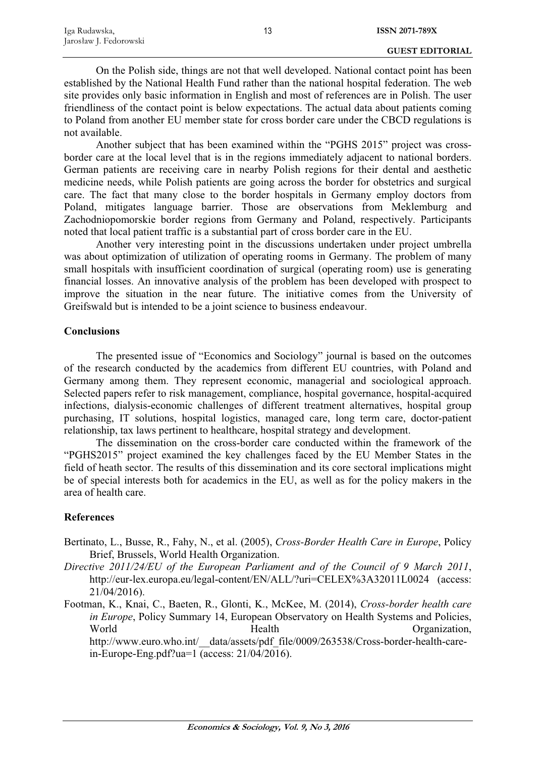On the Polish side, things are not that well developed. National contact point has been established by the National Health Fund rather than the national hospital federation. The web site provides only basic information in English and most of references are in Polish. The user friendliness of the contact point is below expectations. The actual data about patients coming to Poland from another EU member state for cross border care under the CBCD regulations is not available.

Another subject that has been examined within the "PGHS 2015" project was cross-border care at the local level that is in the regions immediately adjacent to national borders. German patients are receiving care in nearby Polish regions for their dental and aesthetic medicine needs, while Polish patients are going across the border for obstetrics and surgical care. The fact that many close to the border hospitals in Germany employ doctors from Poland, mitigates language barrier. Those are observations from Meklemburg and Zachodniopomorskie border regions from Germany and Poland, respectively. Participants noted that local patient traffic is a substantial part of cross border care in the EU.

Another very interesting point in the discussions undertaken under project umbrella was about optimization of utilization of operating rooms in Germany. The problem of many small hospitals with insufficient coordination of surgical (operating room) use is generating financial losses. An innovative analysis of the problem has been developed with prospect to improve the situation in the near future. The initiative comes from the University of Greifswald but is intended to be a joint science to business endeavour.

## Conclusions

The presented issue of "Economics and Sociology" journal is based on the outcomes of the research conducted by the academics from different EU countries, with Poland and Germany among them. They represent economic, managerial and sociological approach. Selected papers refer to risk management, compliance, hospital governance, hospital-acquired infections, dialysis-economic challenges of different treatment alternatives, hospital group purchasing, IT solutions, hospital logistics, managed care, long term care, doctor-patient relationship, tax laws pertinent to healthcare, hospital strategy and development.

The dissemination on the cross-border care conducted within the framework of the "PGHS2015" project examined the key challenges faced by the EU Member States in the field of heath sector. The results of this dissemination and its core sectoral implications might be of special interests both for academics in the EU, as well as for the policy makers in the area of health care.

## References

Bertinato, L., Busse, R., Fahy, N., et al. (2005), *Cross-Border Health Care in Europe*, Policy Brief, Brussels, World Health Organization.

*Directive 2011/24/EU of the European Parliament and of the Council of 9 March 2011*, http://eur-lex.europa.eu/legal-content/EN/ALL/?uri=CELEX%3A32011L0024 (access: 21/04/2016).

Footman, K., Knai, C., Baeten, R., Glonti, K., McKee, M. (2014), *Cross-border health care in Europe*, Policy Summary 14, European Observatory on Health Systems and Policies, World Health Organization, http://www.euro.who.int/__data/assets/pdf_file/0009/263538/Cross-border-health-care-in-Europe-Eng.pdf?ua=1 (access: 21/04/2016).